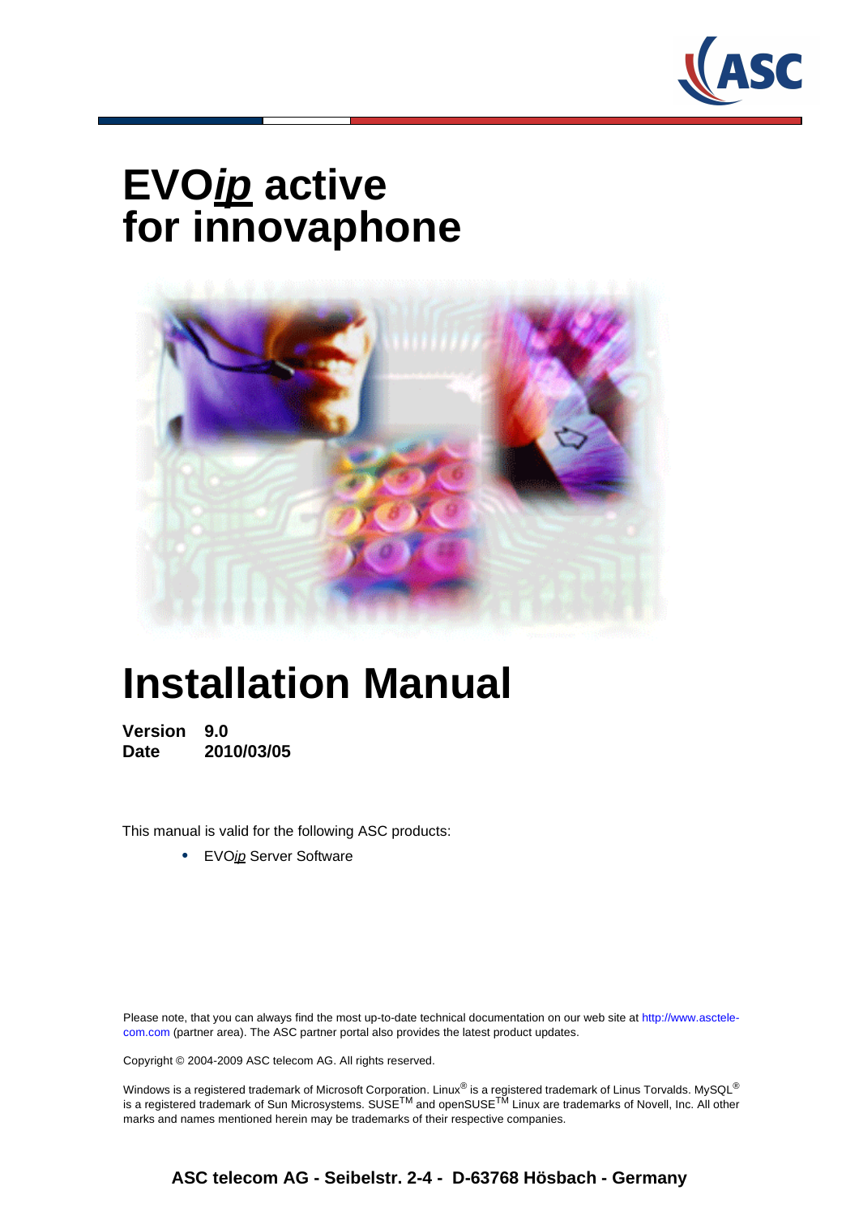# EVO*ip* active
# for innovaphone

# Installation Manual

**Version 9.0**
**Date 2010/03/05**

This manual is valid for the following ASC products:

- EVO*ip* Server Software

Please note, that you can always find the most up-to-date technical documentation on our web site at http://www.asctelecom.com (partner area). The ASC partner portal also provides the latest product updates.

Copyright © 2004-2009 ASC telecom AG. All rights reserved.

Windows is a registered trademark of Microsoft Corporation. Linux® is a registered trademark of Linus Torvalds. MySQL® is a registered trademark of Sun Microsystems. SUSE™ and openSUSE™ Linux are trademarks of Novell, Inc. All other marks and names mentioned herein may be trademarks of their respective companies.

**ASC telecom AG - Seibelstr. 2-4 - D-63768 Hösbach - Germany**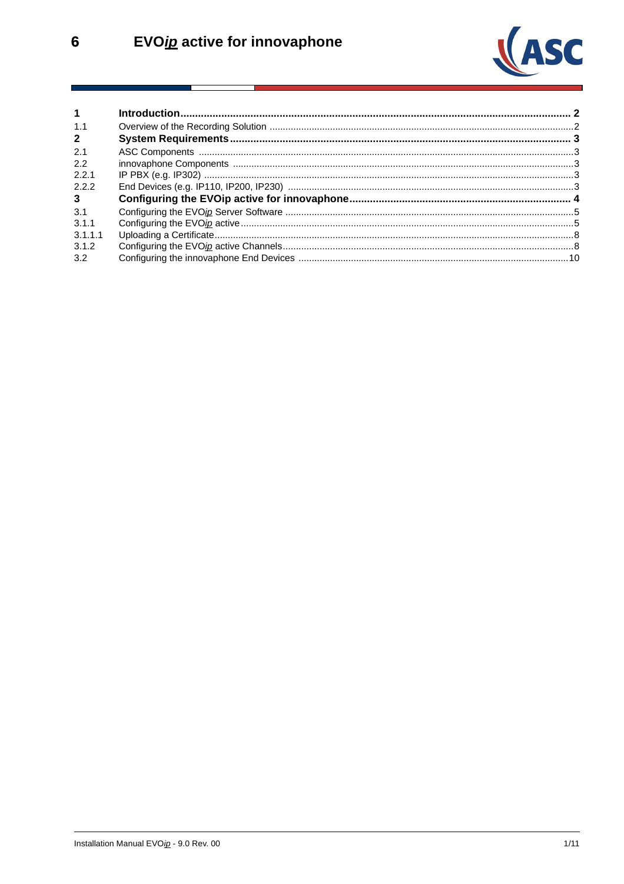# 6 EVO*ip* active for innovaphone

| | | |
|---|---|---|
| **1** | **Introduction** | **2** |
| 1.1 | Overview of the Recording Solution | 2 |
| **2** | **System Requirements** | **3** |
| 2.1 | ASC Components | 3 |
| 2.2 | innovaphone Components | 3 |
| 2.2.1 | IP PBX (e.g. IP302) | 3 |
| 2.2.2 | End Devices (e.g. IP110, IP200, IP230) | 3 |
| **3** | **Configuring the EVOip active for innovaphone** | **4** |
| 3.1 | Configuring the EVO*ip* Server Software | 5 |
| 3.1.1 | Configuring the EVO*ip* active | 5 |
| 3.1.1.1 | Uploading a Certificate | 8 |
| 3.1.2 | Configuring the EVO*ip* active Channels | 8 |
| 3.2 | Configuring the innovaphone End Devices | 10 |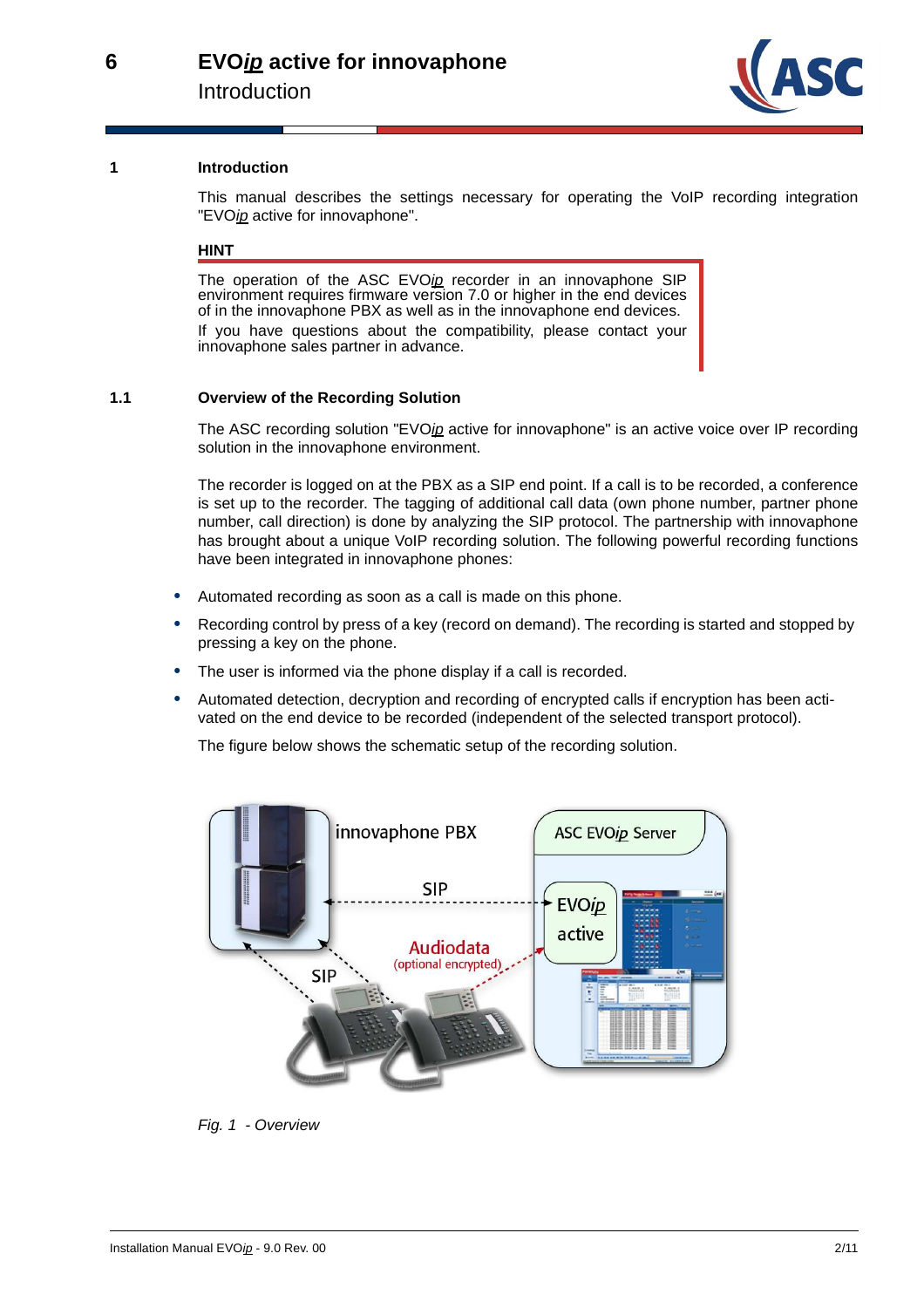# 1 Introduction

This manual describes the settings necessary for operating the VoIP recording integration "EVO*ip* active for innovaphone".

**HINT**

The operation of the ASC EVO*ip* recorder in an innovaphone SIP environment requires firmware version 7.0 or higher in the end devices of in the innovaphone PBX as well as in the innovaphone end devices.

If you have questions about the compatibility, please contact your innovaphone sales partner in advance.

## 1.1 Overview of the Recording Solution

The ASC recording solution "EVO*ip* active for innovaphone" is an active voice over IP recording solution in the innovaphone environment.

The recorder is logged on at the PBX as a SIP end point. If a call is to be recorded, a conference is set up to the recorder. The tagging of additional call data (own phone number, partner phone number, call direction) is done by analyzing the SIP protocol. The partnership with innovaphone has brought about a unique VoIP recording solution. The following powerful recording functions have been integrated in innovaphone phones:

- Automated recording as soon as a call is made on this phone.
- Recording control by press of a key (record on demand). The recording is started and stopped by pressing a key on the phone.
- The user is informed via the phone display if a call is recorded.
- Automated detection, decryption and recording of encrypted calls if encryption has been activated on the end device to be recorded (independent of the selected transport protocol).

The figure below shows the schematic setup of the recording solution.

*Fig. 1 - Overview*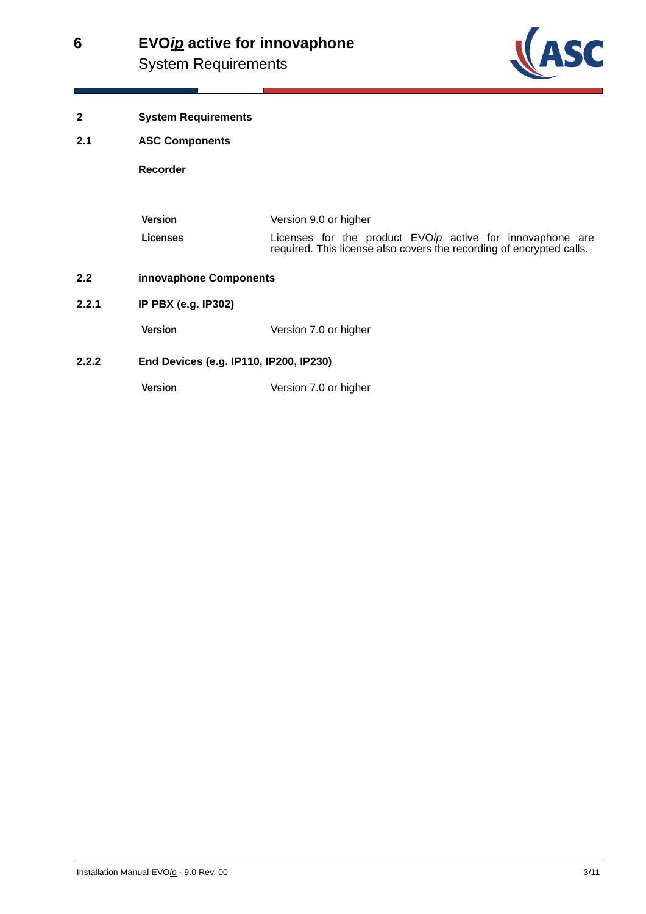# 2 System Requirements

## 2.1 ASC Components

**Recorder**

| | |
|---|---|
| **Version** | Version 9.0 or higher |
| **Licenses** | Licenses for the product EVO*ip* active for innovaphone are required. This license also covers the recording of encrypted calls. |

## 2.2 innovaphone Components

### 2.2.1 IP PBX (e.g. IP302)

| | |
|---|---|
| **Version** | Version 7.0 or higher |

### 2.2.2 End Devices (e.g. IP110, IP200, IP230)

| | |
|---|---|
| **Version** | Version 7.0 or higher |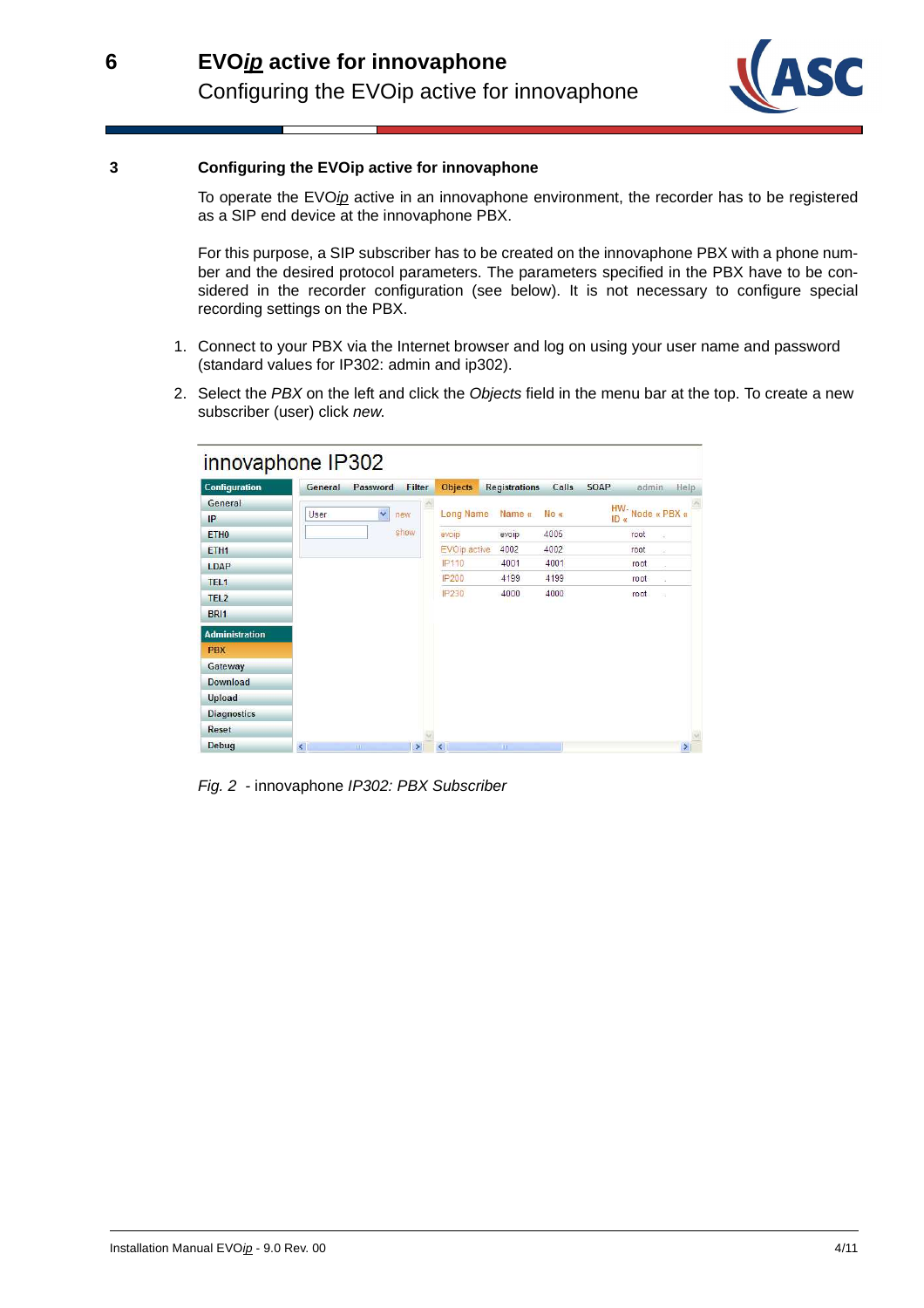## 3 Configuring the EVOip active for innovaphone

To operate the EVO*ip* active in an innovaphone environment, the recorder has to be registered as a SIP end device at the innovaphone PBX.

For this purpose, a SIP subscriber has to be created on the innovaphone PBX with a phone number and the desired protocol parameters. The parameters specified in the PBX have to be considered in the recorder configuration (see below). It is not necessary to configure special recording settings on the PBX.

1. Connect to your PBX via the Internet browser and log on using your user name and password (standard values for IP302: admin and ip302).

2. Select the *PBX* on the left and click the *Objects* field in the menu bar at the top. To create a new subscriber (user) click *new.*

*Fig. 2* - innovaphone *IP302: PBX Subscriber*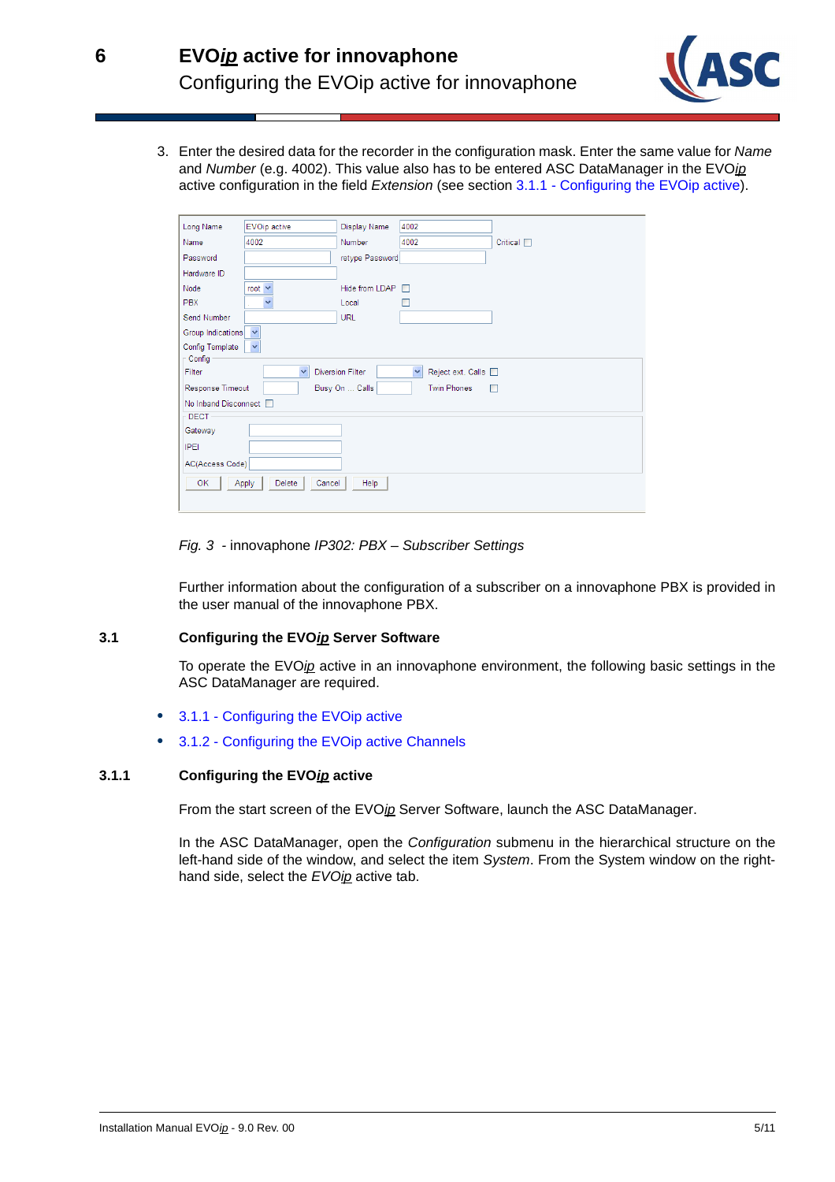3. Enter the desired data for the recorder in the configuration mask. Enter the same value for *Name* and *Number* (e.g. 4002). This value also has to be entered ASC DataManager in the EVO*ip* active configuration in the field *Extension* (see section 3.1.1 - Configuring the EVOip active).

*Fig. 3* - innovaphone *IP302: PBX – Subscriber Settings*

Further information about the configuration of a subscriber on a innovaphone PBX is provided in the user manual of the innovaphone PBX.

## 3.1 Configuring the EVO*ip* Server Software

To operate the EVO*ip* active in an innovaphone environment, the following basic settings in the ASC DataManager are required.

- 3.1.1 - Configuring the EVOip active
- 3.1.2 - Configuring the EVOip active Channels

### 3.1.1 Configuring the EVO*ip* active

From the start screen of the EVO*ip* Server Software, launch the ASC DataManager.

In the ASC DataManager, open the *Configuration* submenu in the hierarchical structure on the left-hand side of the window, and select the item *System*. From the System window on the right-hand side, select the *EVOip* active tab.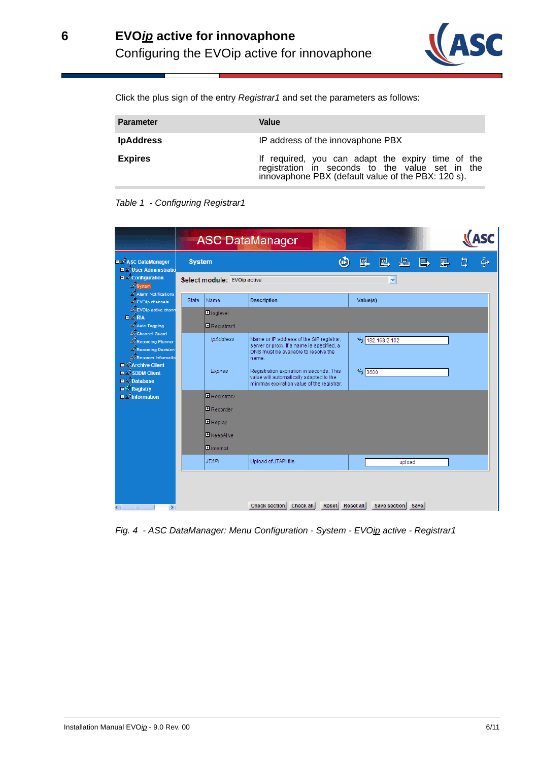Click the plus sign of the entry *Registrar1* and set the parameters as follows:

| Parameter | Value |
|---|---|
| **IpAddress** | IP address of the innovaphone PBX |
| **Expires** | If required, you can adapt the expiry time of the registration in seconds to the value set in the innovaphone PBX (default value of the PBX: 120 s). |

*Table 1 - Configuring Registrar1*

*Fig. 4 - ASC DataManager: Menu Configuration - System - EVOip active - Registrar1*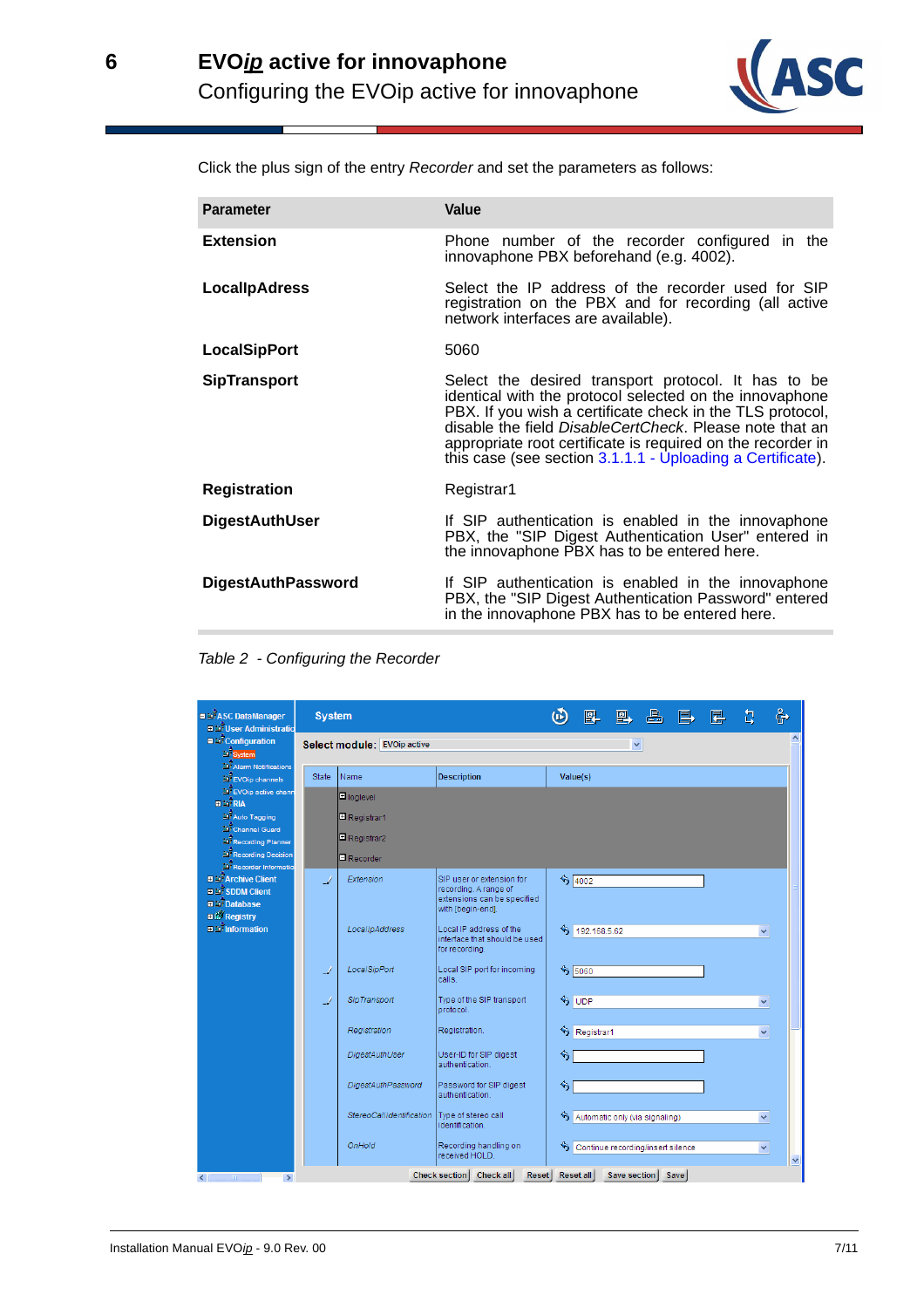Click the plus sign of the entry *Recorder* and set the parameters as follows:

| Parameter | Value |
|---|---|
| **Extension** | Phone number of the recorder configured in the innovaphone PBX beforehand (e.g. 4002). |
| **LocalIpAdress** | Select the IP address of the recorder used for SIP registration on the PBX and for recording (all active network interfaces are available). |
| **LocalSipPort** | 5060 |
| **SipTransport** | Select the desired transport protocol. It has to be identical with the protocol selected on the innovaphone PBX. If you wish a certificate check in the TLS protocol, disable the field *DisableCertCheck*. Please note that an appropriate root certificate is required on the recorder in this case (see section 3.1.1.1 - Uploading a Certificate). |
| **Registration** | Registrar1 |
| **DigestAuthUser** | If SIP authentication is enabled in the innovaphone PBX, the "SIP Digest Authentication User" entered in the innovaphone PBX has to be entered here. |
| **DigestAuthPassword** | If SIP authentication is enabled in the innovaphone PBX, the "SIP Digest Authentication Password" entered in the innovaphone PBX has to be entered here. |

*Table 2 - Configuring the Recorder*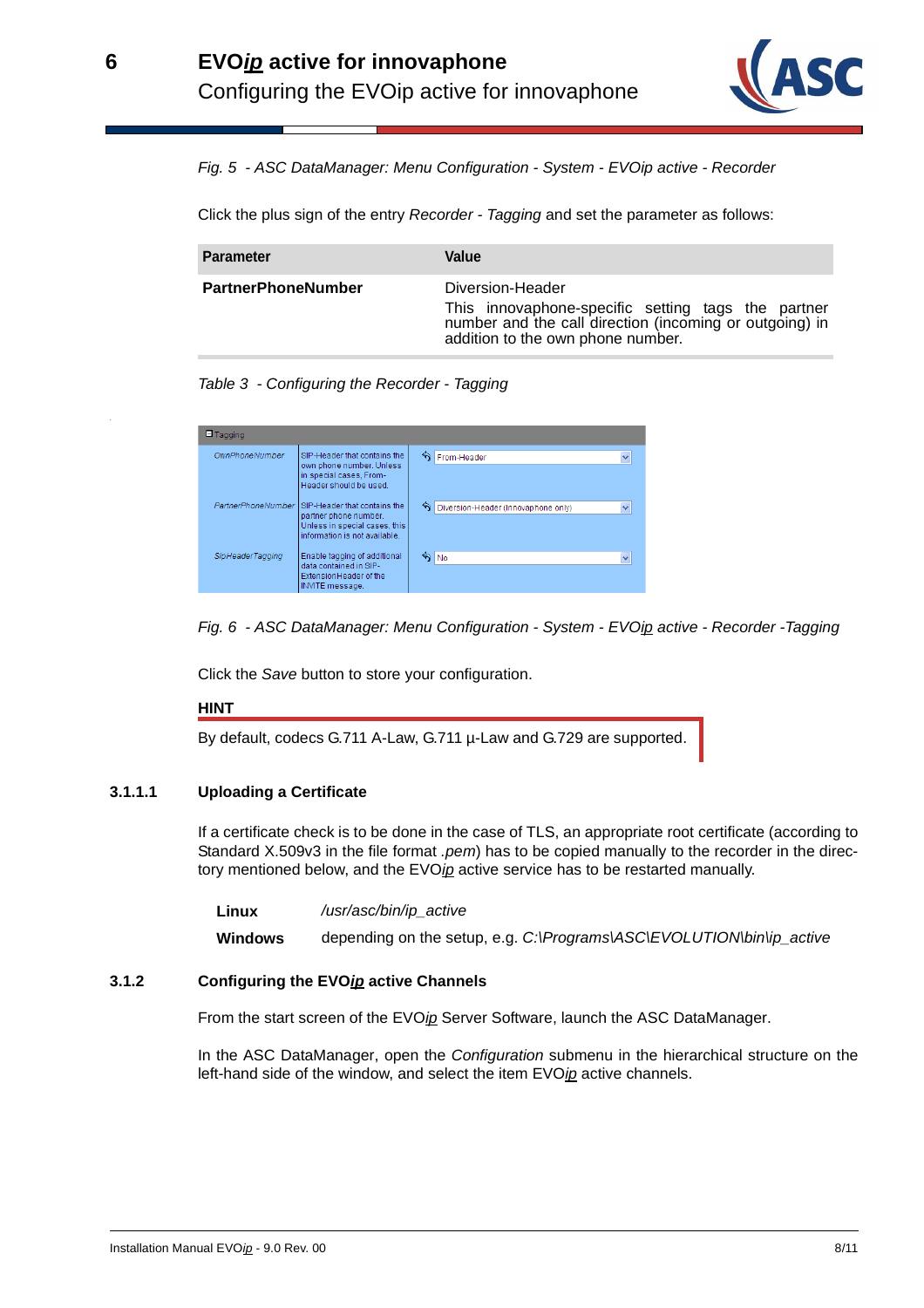*Fig. 5 - ASC DataManager: Menu Configuration - System - EVOip active - Recorder*

Click the plus sign of the entry *Recorder - Tagging* and set the parameter as follows:

| Parameter | Value |
|---|---|
| **PartnerPhoneNumber** | Diversion-Header<br>This innovaphone-specific setting tags the partner number and the call direction (incoming or outgoing) in addition to the own phone number. |

*Table 3 - Configuring the Recorder - Tagging*

| Tagging | | |
|---|---|---|
| OwnPhoneNumber | SIP-Header that contains the own phone number. Unless in special cases, From-Header should be used. | From-Header |
| PartnerPhoneNumber | SIP-Header that contains the partner phone number. Unless in special cases, this information is not available. | Diversion-Header (innovaphone only) |
| SipHeaderTagging | Enable tagging of additional data contained in SIP-ExtensionHeader of the INVITE message. | No |

*Fig. 6 - ASC DataManager: Menu Configuration - System - EVOip active - Recorder -Tagging*

Click the *Save* button to store your configuration.

**HINT**

By default, codecs G.711 A-Law, G.711 µ-Law and G.729 are supported.

### 3.1.1.1 Uploading a Certificate

If a certificate check is to be done in the case of TLS, an appropriate root certificate (according to Standard X.509v3 in the file format *.pem*) has to be copied manually to the recorder in the directory mentioned below, and the EVO*ip* active service has to be restarted manually.

| | |
|---|---|
| **Linux** | */usr/asc/bin/ip_active* |
| **Windows** | depending on the setup, e.g. *C:\Programs\ASC\EVOLUTION\bin\ip_active* |

## 3.1.2 Configuring the EVO*ip* active Channels

From the start screen of the EVO*ip* Server Software, launch the ASC DataManager.

In the ASC DataManager, open the *Configuration* submenu in the hierarchical structure on the left-hand side of the window, and select the item EVO*ip* active channels.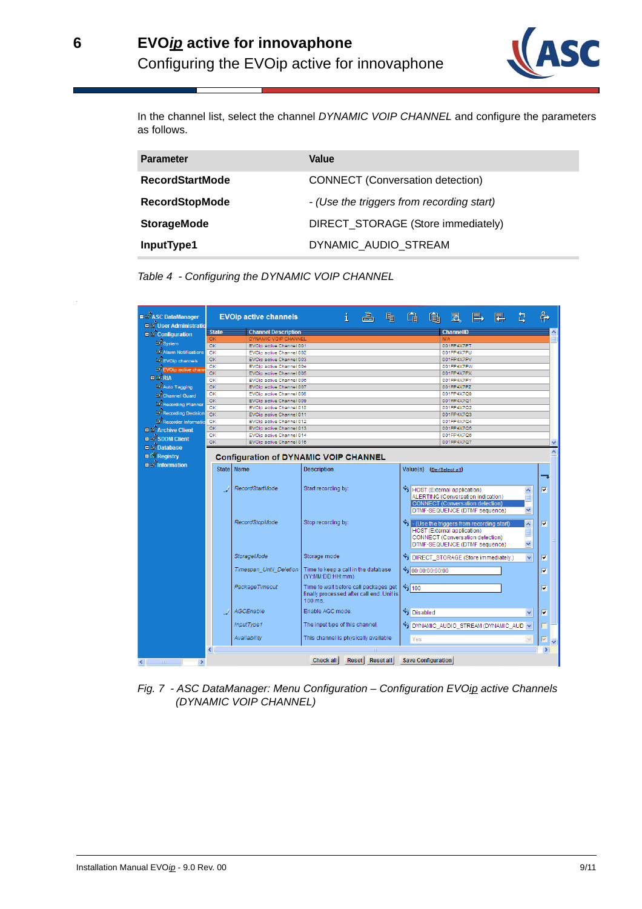In the channel list, select the channel *DYNAMIC VOIP CHANNEL* and configure the parameters as follows.

| Parameter | Value |
|---|---|
| **RecordStartMode** | CONNECT (Conversation detection) |
| **RecordStopMode** | *- (Use the triggers from recording start)* |
| **StorageMode** | DIRECT_STORAGE (Store immediately) |
| **InputType1** | DYNAMIC_AUDIO_STREAM |

*Table 4 - Configuring the DYNAMIC VOIP CHANNEL*

*Fig. 7 - ASC DataManager: Menu Configuration – Configuration EVOip active Channels (DYNAMIC VOIP CHANNEL)*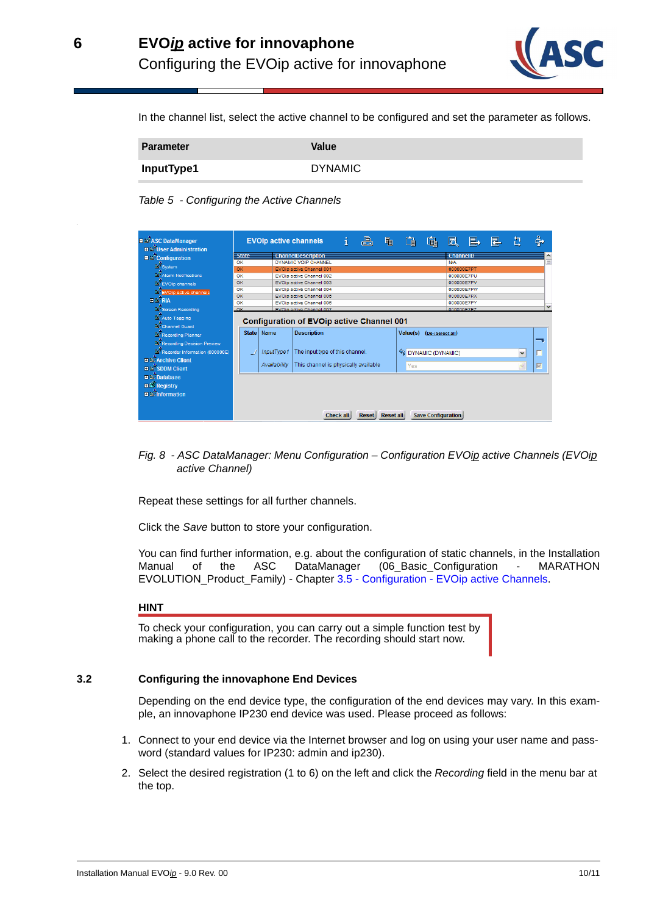In the channel list, select the active channel to be configured and set the parameter as follows.

| Parameter | Value |
|---|---|
| **InputType1** | DYNAMIC |

*Table 5 - Configuring the Active Channels*

*Fig. 8 - ASC DataManager: Menu Configuration – Configuration EVOip active Channels (EVOip active Channel)*

Repeat these settings for all further channels.

Click the *Save* button to store your configuration.

You can find further information, e.g. about the configuration of static channels, in the Installation Manual of the ASC DataManager (06_Basic_Configuration - MARATHON EVOLUTION_Product_Family) - Chapter 3.5 - Configuration - EVOip active Channels.

**HINT**

To check your configuration, you can carry out a simple function test by making a phone call to the recorder. The recording should start now.

## 3.2 Configuring the innovaphone End Devices

Depending on the end device type, the configuration of the end devices may vary. In this example, an innovaphone IP230 end device was used. Please proceed as follows:

1. Connect to your end device via the Internet browser and log on using your user name and password (standard values for IP230: admin and ip230).
2. Select the desired registration (1 to 6) on the left and click the *Recording* field in the menu bar at the top.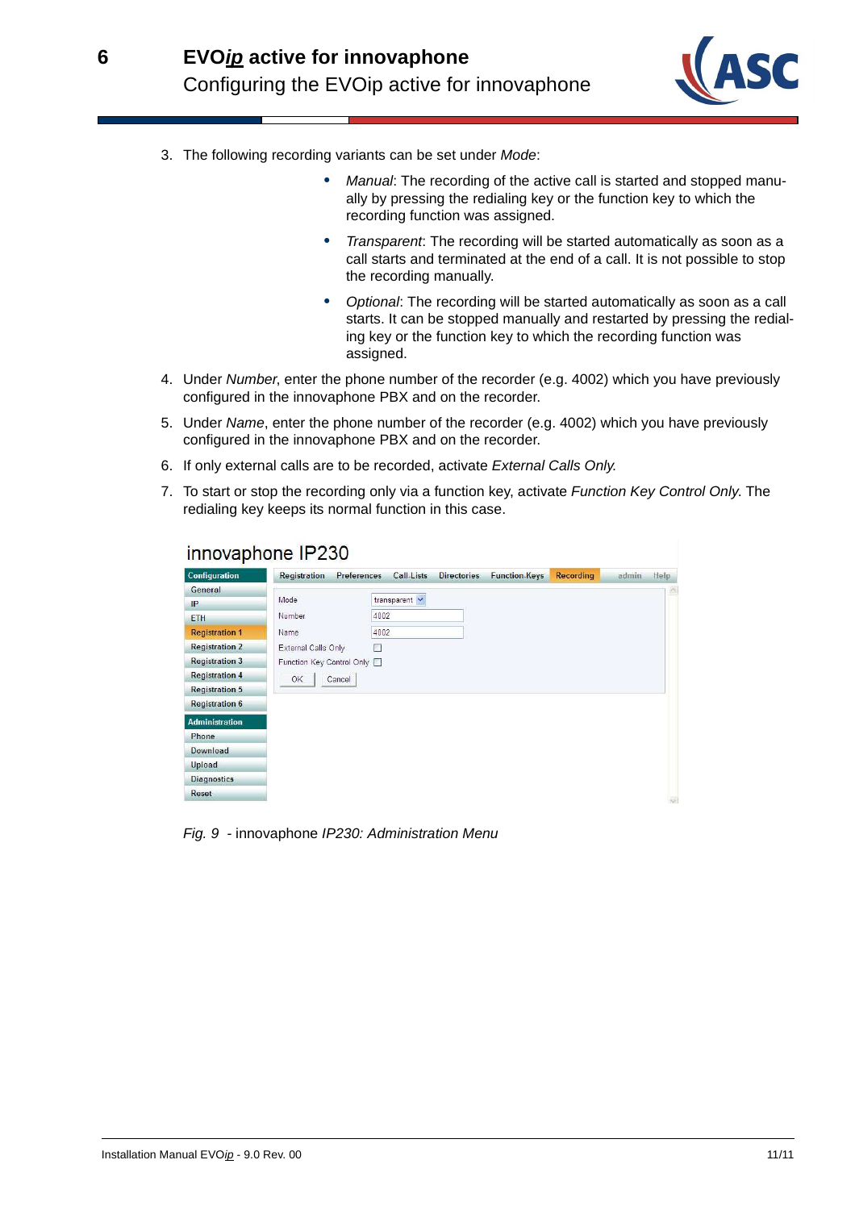3. The following recording variants can be set under *Mode*:
   - *Manual*: The recording of the active call is started and stopped manually by pressing the redialing key or the function key to which the recording function was assigned.
   - *Transparent*: The recording will be started automatically as soon as a call starts and terminated at the end of a call. It is not possible to stop the recording manually.
   - *Optional*: The recording will be started automatically as soon as a call starts. It can be stopped manually and restarted by pressing the redialing key or the function key to which the recording function was assigned.
4. Under *Number*, enter the phone number of the recorder (e.g. 4002) which you have previously configured in the innovaphone PBX and on the recorder.
5. Under *Name*, enter the phone number of the recorder (e.g. 4002) which you have previously configured in the innovaphone PBX and on the recorder.
6. If only external calls are to be recorded, activate *External Calls Only.*
7. To start or stop the recording only via a function key, activate *Function Key Control Only.* The redialing key keeps its normal function in this case.

innovaphone IP230

Configuration
General
IP
ETH
Registration 1
Registration 2
Registration 3
Registration 4
Registration 5
Registration 6
Administration
Phone
Download
Upload
Diagnostics
Reset

Registration Preferences Call-Lists Directories Function-Keys Recording admin Help

Mode transparent
Number 4002
Name 4002
External Calls Only
Function Key Control Only
OK Cancel

*Fig. 9* - innovaphone *IP230: Administration Menu*